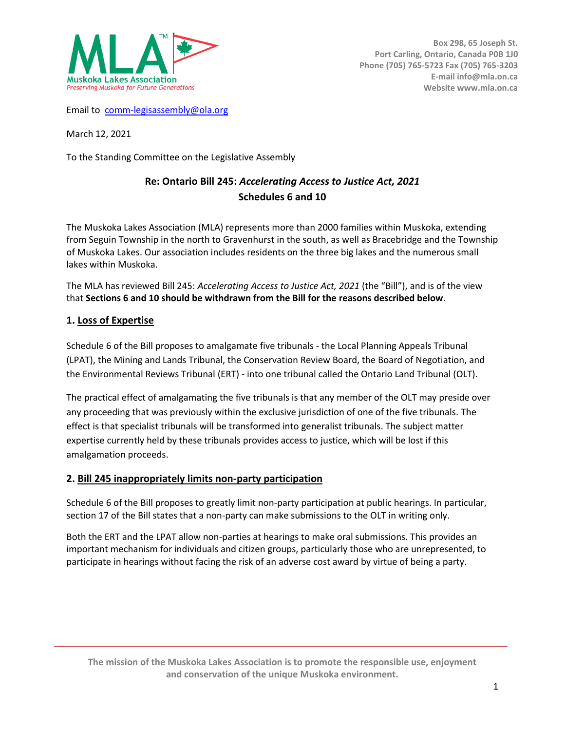**MLA**™
**Muskoka Lakes Association**
*Preserving Muskoka for Future Generations*

**Box 298, 65 Joseph St.**
**Port Carling, Ontario, Canada P0B 1J0**
**Phone (705) 765-5723 Fax (705) 765-3203**
**E-mail info@mla.on.ca**
**Website www.mla.on.ca**

Email to comm-legisassembly@ola.org

March 12, 2021

To the Standing Committee on the Legislative Assembly

**Re: Ontario Bill 245: *Accelerating Access to Justice Act, 2021***
**Schedules 6 and 10**

The Muskoka Lakes Association (MLA) represents more than 2000 families within Muskoka, extending from Seguin Township in the north to Gravenhurst in the south, as well as Bracebridge and the Township of Muskoka Lakes. Our association includes residents on the three big lakes and the numerous small lakes within Muskoka.

The MLA has reviewed Bill 245: *Accelerating Access to Justice Act, 2021* (the "Bill"), and is of the view that **Sections 6 and 10 should be withdrawn from the Bill for the reasons described below**.

## 1. Loss of Expertise

Schedule 6 of the Bill proposes to amalgamate five tribunals - the Local Planning Appeals Tribunal (LPAT), the Mining and Lands Tribunal, the Conservation Review Board, the Board of Negotiation, and the Environmental Reviews Tribunal (ERT) - into one tribunal called the Ontario Land Tribunal (OLT).

The practical effect of amalgamating the five tribunals is that any member of the OLT may preside over any proceeding that was previously within the exclusive jurisdiction of one of the five tribunals. The effect is that specialist tribunals will be transformed into generalist tribunals. The subject matter expertise currently held by these tribunals provides access to justice, which will be lost if this amalgamation proceeds.

## 2. Bill 245 inappropriately limits non-party participation

Schedule 6 of the Bill proposes to greatly limit non-party participation at public hearings. In particular, section 17 of the Bill states that a non-party can make submissions to the OLT in writing only.

Both the ERT and the LPAT allow non-parties at hearings to make oral submissions. This provides an important mechanism for individuals and citizen groups, particularly those who are unrepresented, to participate in hearings without facing the risk of an adverse cost award by virtue of being a party.

**The mission of the Muskoka Lakes Association is to promote the responsible use, enjoyment and conservation of the unique Muskoka environment.**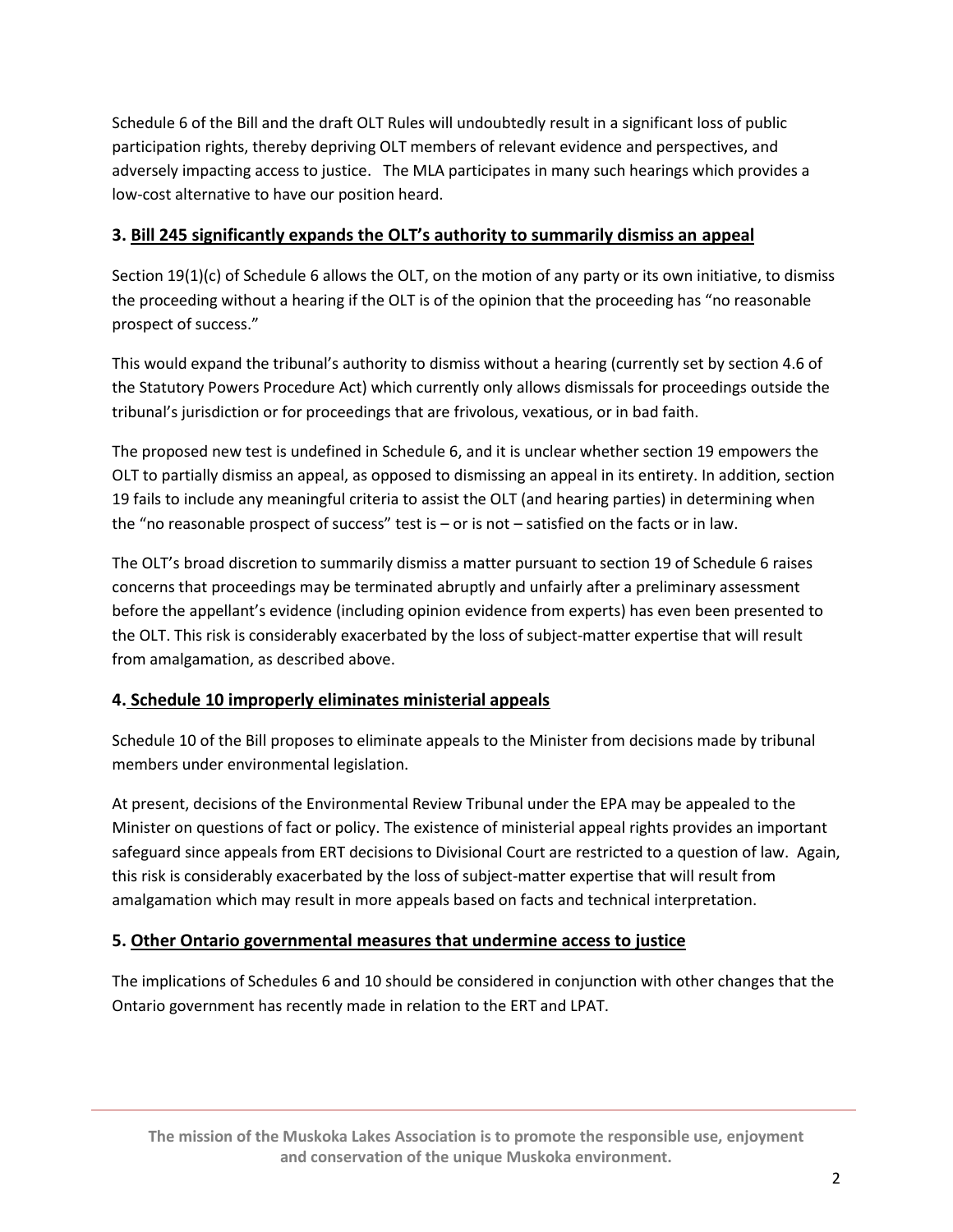Schedule 6 of the Bill and the draft OLT Rules will undoubtedly result in a significant loss of public participation rights, thereby depriving OLT members of relevant evidence and perspectives, and adversely impacting access to justice. The MLA participates in many such hearings which provides a low-cost alternative to have our position heard.

### 3. Bill 245 significantly expands the OLT's authority to summarily dismiss an appeal

Section 19(1)(c) of Schedule 6 allows the OLT, on the motion of any party or its own initiative, to dismiss the proceeding without a hearing if the OLT is of the opinion that the proceeding has "no reasonable prospect of success."

This would expand the tribunal's authority to dismiss without a hearing (currently set by section 4.6 of the Statutory Powers Procedure Act) which currently only allows dismissals for proceedings outside the tribunal's jurisdiction or for proceedings that are frivolous, vexatious, or in bad faith.

The proposed new test is undefined in Schedule 6, and it is unclear whether section 19 empowers the OLT to partially dismiss an appeal, as opposed to dismissing an appeal in its entirety. In addition, section 19 fails to include any meaningful criteria to assist the OLT (and hearing parties) in determining when the "no reasonable prospect of success" test is – or is not – satisfied on the facts or in law.

The OLT's broad discretion to summarily dismiss a matter pursuant to section 19 of Schedule 6 raises concerns that proceedings may be terminated abruptly and unfairly after a preliminary assessment before the appellant's evidence (including opinion evidence from experts) has even been presented to the OLT. This risk is considerably exacerbated by the loss of subject-matter expertise that will result from amalgamation, as described above.

### 4. Schedule 10 improperly eliminates ministerial appeals

Schedule 10 of the Bill proposes to eliminate appeals to the Minister from decisions made by tribunal members under environmental legislation.

At present, decisions of the Environmental Review Tribunal under the EPA may be appealed to the Minister on questions of fact or policy. The existence of ministerial appeal rights provides an important safeguard since appeals from ERT decisions to Divisional Court are restricted to a question of law. Again, this risk is considerably exacerbated by the loss of subject-matter expertise that will result from amalgamation which may result in more appeals based on facts and technical interpretation.

### 5. Other Ontario governmental measures that undermine access to justice

The implications of Schedules 6 and 10 should be considered in conjunction with other changes that the Ontario government has recently made in relation to the ERT and LPAT.

**The mission of the Muskoka Lakes Association is to promote the responsible use, enjoyment and conservation of the unique Muskoka environment.**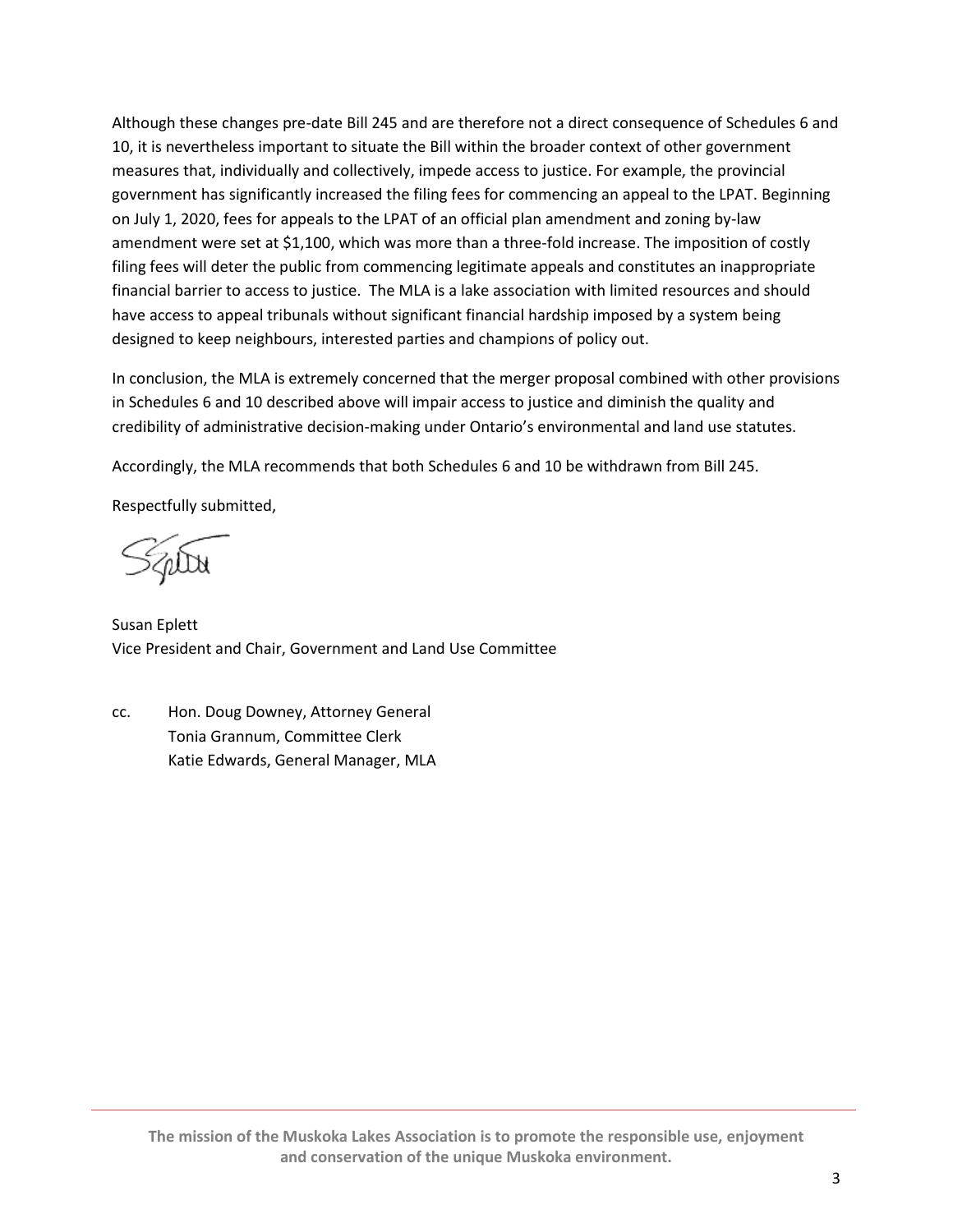Although these changes pre-date Bill 245 and are therefore not a direct consequence of Schedules 6 and 10, it is nevertheless important to situate the Bill within the broader context of other government measures that, individually and collectively, impede access to justice. For example, the provincial government has significantly increased the filing fees for commencing an appeal to the LPAT. Beginning on July 1, 2020, fees for appeals to the LPAT of an official plan amendment and zoning by-law amendment were set at $1,100, which was more than a three-fold increase. The imposition of costly filing fees will deter the public from commencing legitimate appeals and constitutes an inappropriate financial barrier to access to justice. The MLA is a lake association with limited resources and should have access to appeal tribunals without significant financial hardship imposed by a system being designed to keep neighbours, interested parties and champions of policy out.

In conclusion, the MLA is extremely concerned that the merger proposal combined with other provisions in Schedules 6 and 10 described above will impair access to justice and diminish the quality and credibility of administrative decision-making under Ontario's environmental and land use statutes.

Accordingly, the MLA recommends that both Schedules 6 and 10 be withdrawn from Bill 245.

Respectfully submitted,

Susan Eplett
Vice President and Chair, Government and Land Use Committee

cc. Hon. Doug Downey, Attorney General
Tonia Grannum, Committee Clerk
Katie Edwards, General Manager, MLA

**The mission of the Muskoka Lakes Association is to promote the responsible use, enjoyment and conservation of the unique Muskoka environment.**